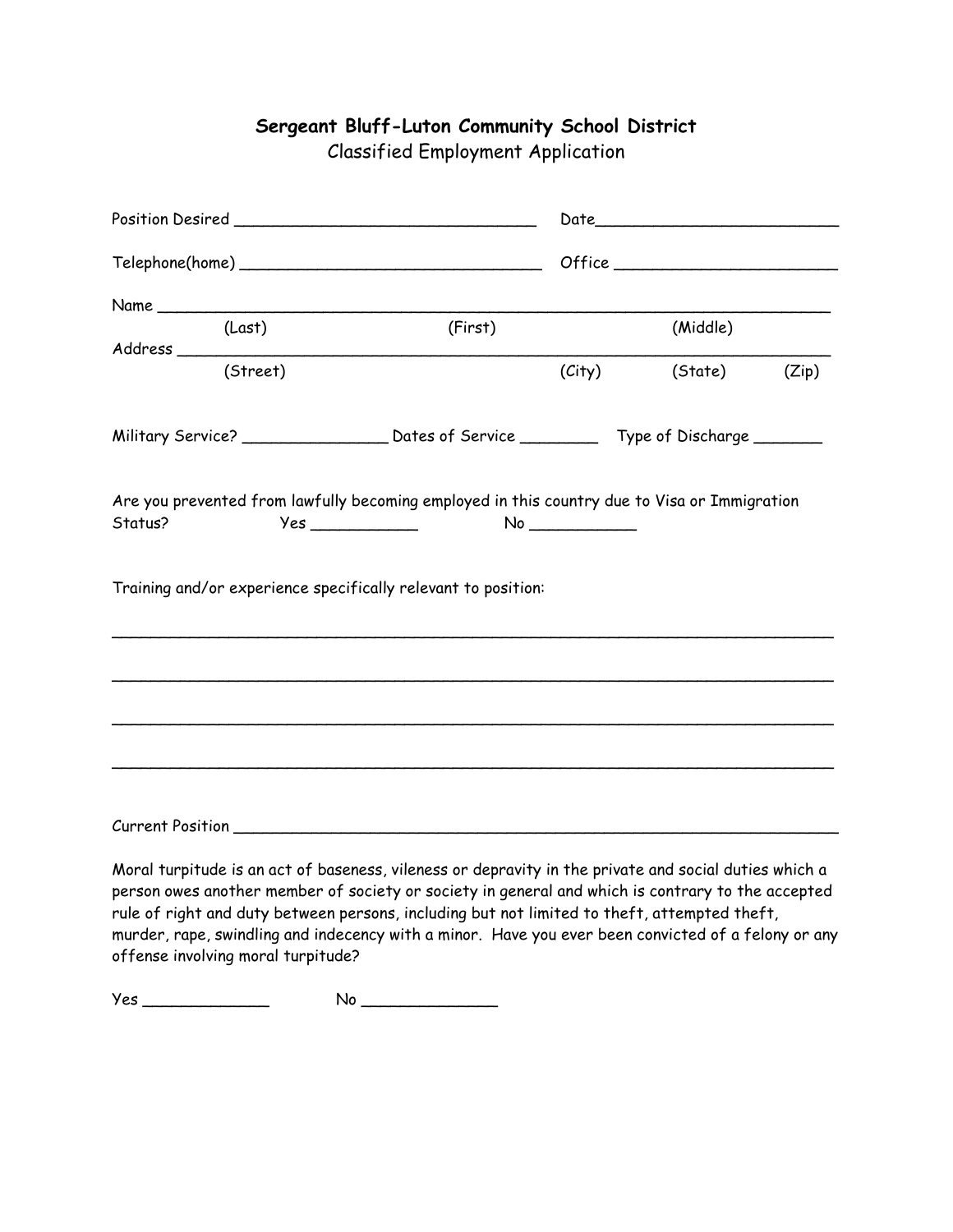**Sergeant Bluff-Luton Community School District**

Classified Employment Application

Position Desired _______________________________ Date_________________________

Telephone(home) _______________________________ Office _______________________

Name ______________________________________________________________________
(Last) (First) (Middle)

Address ____________________________________________________________________
(Street) (City) (State) (Zip)

Military Service? _______________ Dates of Service ________ Type of Discharge _______

Are you prevented from lawfully becoming employed in this country due to Visa or Immigration Status? Yes ___________ No ___________

Training and/or experience specifically relevant to position:

___________________________________________________________________________

___________________________________________________________________________

___________________________________________________________________________

___________________________________________________________________________

Current Position ____________________________________________________________

Moral turpitude is an act of baseness, vileness or depravity in the private and social duties which a person owes another member of society or society in general and which is contrary to the accepted rule of right and duty between persons, including but not limited to theft, attempted theft, murder, rape, swindling and indecency with a minor. Have you ever been convicted of a felony or any offense involving moral turpitude?

Yes _____________ No ______________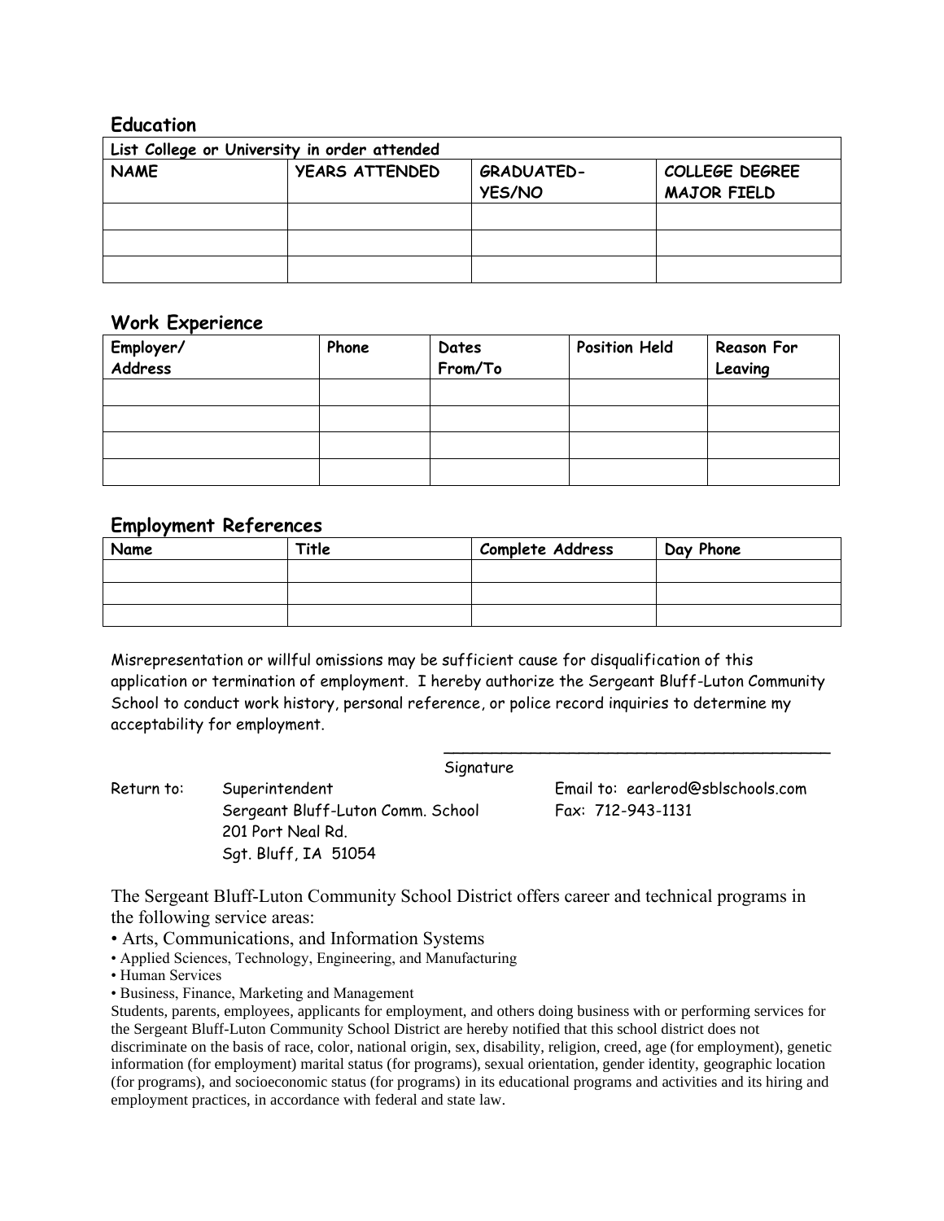## Education

| List College or University in order attended | | | |
|---|---|---|---|
| **NAME** | **YEARS ATTENDED** | **GRADUATED-YES/NO** | **COLLEGE DEGREE MAJOR FIELD** |
| | | | |
| | | | |
| | | | |

## Work Experience

| Employer/ Address | Phone | Dates From/To | Position Held | Reason For Leaving |
|---|---|---|---|---|
| | | | | |
| | | | | |
| | | | | |
| | | | | |

## Employment References

| Name | Title | Complete Address | Day Phone |
|---|---|---|---|
| | | | |
| | | | |
| | | | |

Misrepresentation or willful omissions may be sufficient cause for disqualification of this application or termination of employment. I hereby authorize the Sergeant Bluff-Luton Community School to conduct work history, personal reference, or police record inquiries to determine my acceptability for employment.

_____________________________________________
Signature

Return to: Superintendent
Sergeant Bluff-Luton Comm. School
201 Port Neal Rd.
Sgt. Bluff, IA 51054

Email to: earlerod@sblschools.com
Fax: 712-943-1131

The Sergeant Bluff-Luton Community School District offers career and technical programs in the following service areas:

- Arts, Communications, and Information Systems
- Applied Sciences, Technology, Engineering, and Manufacturing
- Human Services
- Business, Finance, Marketing and Management

Students, parents, employees, applicants for employment, and others doing business with or performing services for the Sergeant Bluff-Luton Community School District are hereby notified that this school district does not discriminate on the basis of race, color, national origin, sex, disability, religion, creed, age (for employment), genetic information (for employment) marital status (for programs), sexual orientation, gender identity, geographic location (for programs), and socioeconomic status (for programs) in its educational programs and activities and its hiring and employment practices, in accordance with federal and state law.